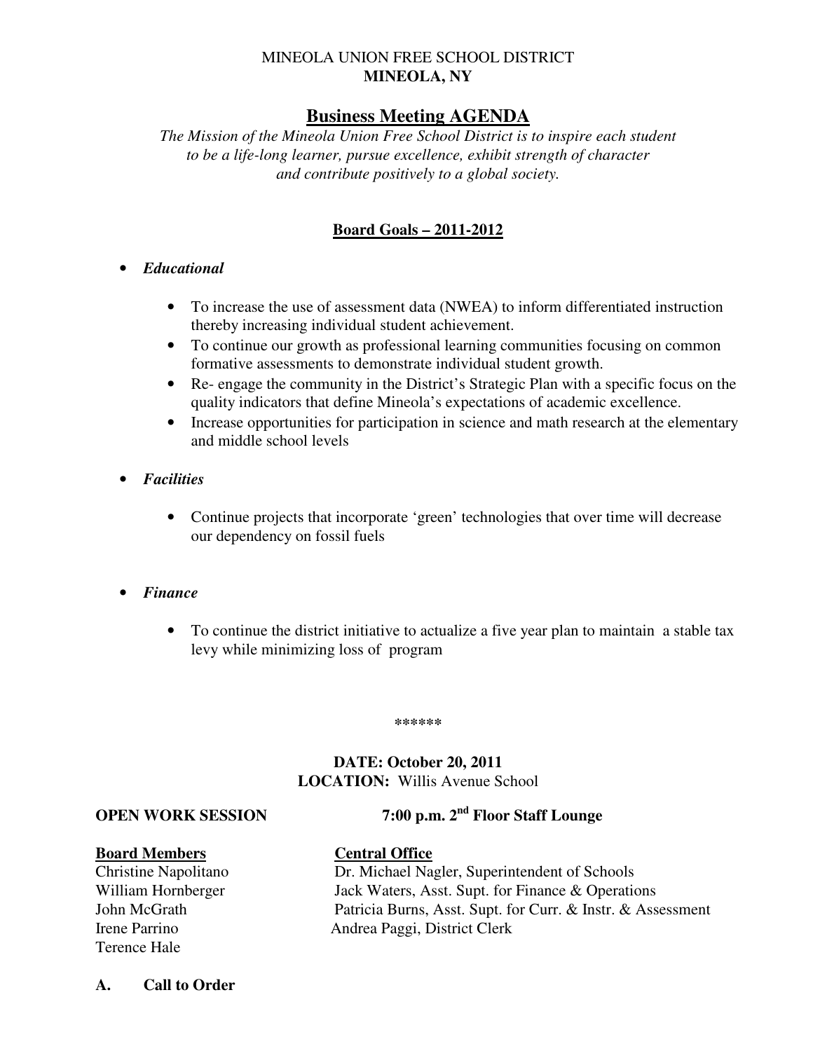MINEOLA UNION FREE SCHOOL DISTRICT
**MINEOLA, NY**

# Business Meeting AGENDA

*The Mission of the Mineola Union Free School District is to inspire each student to be a life-long learner, pursue excellence, exhibit strength of character and contribute positively to a global society.*

## Board Goals – 2011-2012

- ***Educational***
  - To increase the use of assessment data (NWEA) to inform differentiated instruction thereby increasing individual student achievement.
  - To continue our growth as professional learning communities focusing on common formative assessments to demonstrate individual student growth.
  - Re- engage the community in the District's Strategic Plan with a specific focus on the quality indicators that define Mineola's expectations of academic excellence.
  - Increase opportunities for participation in science and math research at the elementary and middle school levels

- ***Facilities***
  - Continue projects that incorporate 'green' technologies that over time will decrease our dependency on fossil fuels

- ***Finance***
  - To continue the district initiative to actualize a five year plan to maintain a stable tax levy while minimizing loss of program

\*\*\*\*\*\*

**DATE: October 20, 2011**
**LOCATION:** Willis Avenue School

**OPEN WORK SESSION** **7:00 p.m. 2nd Floor Staff Lounge**

| **Board Members** | **Central Office** |
|---|---|
| Christine Napolitano | Dr. Michael Nagler, Superintendent of Schools |
| William Hornberger | Jack Waters, Asst. Supt. for Finance & Operations |
| John McGrath | Patricia Burns, Asst. Supt. for Curr. & Instr. & Assessment |
| Irene Parrino | Andrea Paggi, District Clerk |
| Terence Hale | |

**A. Call to Order**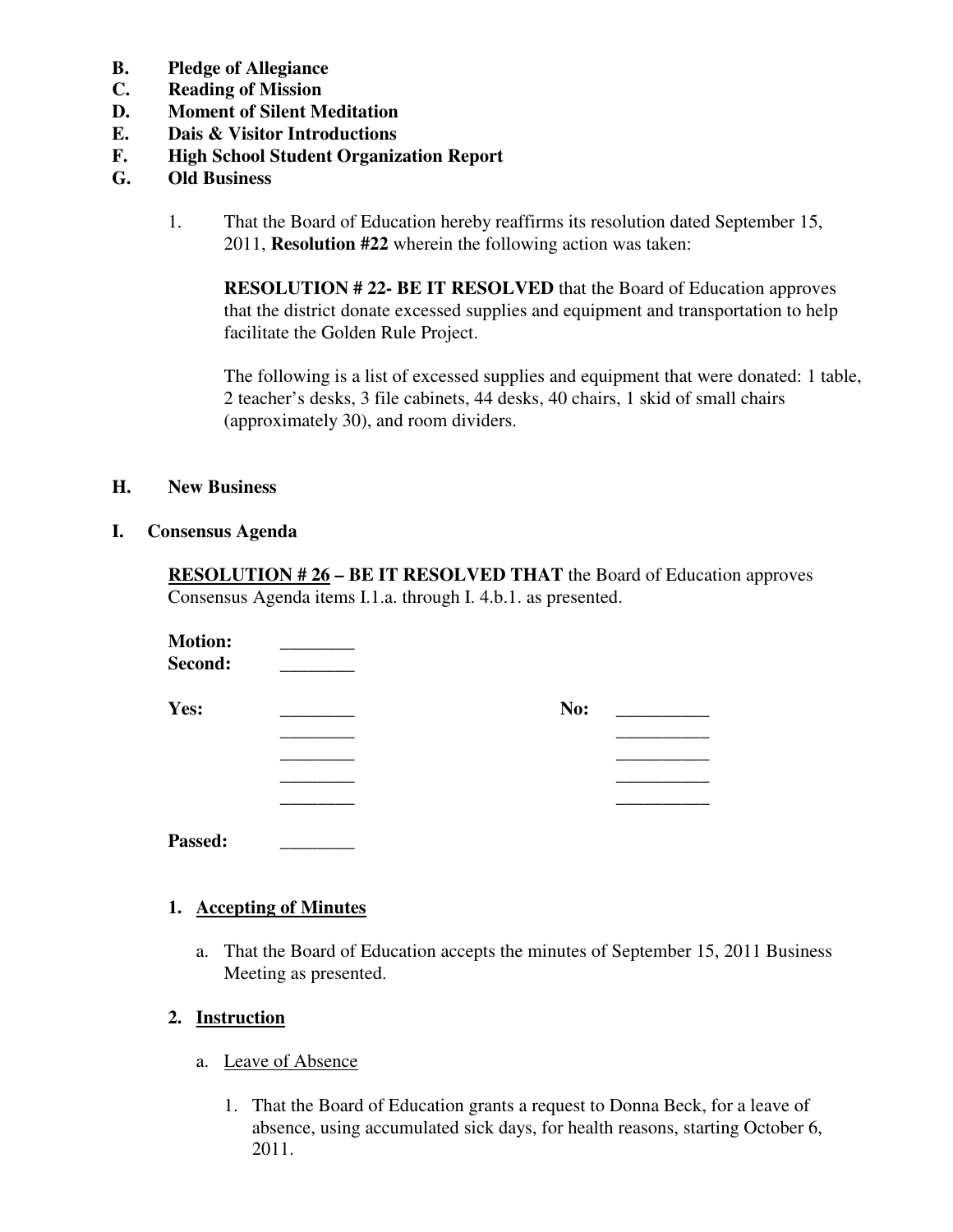**B. Pledge of Allegiance**

**C. Reading of Mission**

**D. Moment of Silent Meditation**

**E. Dais & Visitor Introductions**

**F. High School Student Organization Report**

**G. Old Business**

1. That the Board of Education hereby reaffirms its resolution dated September 15, 2011, **Resolution #22** wherein the following action was taken:

   **RESOLUTION # 22- BE IT RESOLVED** that the Board of Education approves that the district donate excessed supplies and equipment and transportation to help facilitate the Golden Rule Project.

   The following is a list of excessed supplies and equipment that were donated: 1 table, 2 teacher's desks, 3 file cabinets, 44 desks, 40 chairs, 1 skid of small chairs (approximately 30), and room dividers.

**H. New Business**

**I. Consensus Agenda**

**RESOLUTION # 26 – BE IT RESOLVED THAT** the Board of Education approves Consensus Agenda items I.1.a. through I. 4.b.1. as presented.

**Motion:** ________

**Second:** ________

| **Yes:** | ________ | **No:** | __________ |
|---|---|---|---|
| | ________ | | __________ |
| | ________ | | __________ |
| | ________ | | __________ |
| | ________ | | __________ |

**Passed:** ________

1. **Accepting of Minutes**

   a. That the Board of Education accepts the minutes of September 15, 2011 Business Meeting as presented.

2. **Instruction**

   a. Leave of Absence

      1. That the Board of Education grants a request to Donna Beck, for a leave of absence, using accumulated sick days, for health reasons, starting October 6, 2011.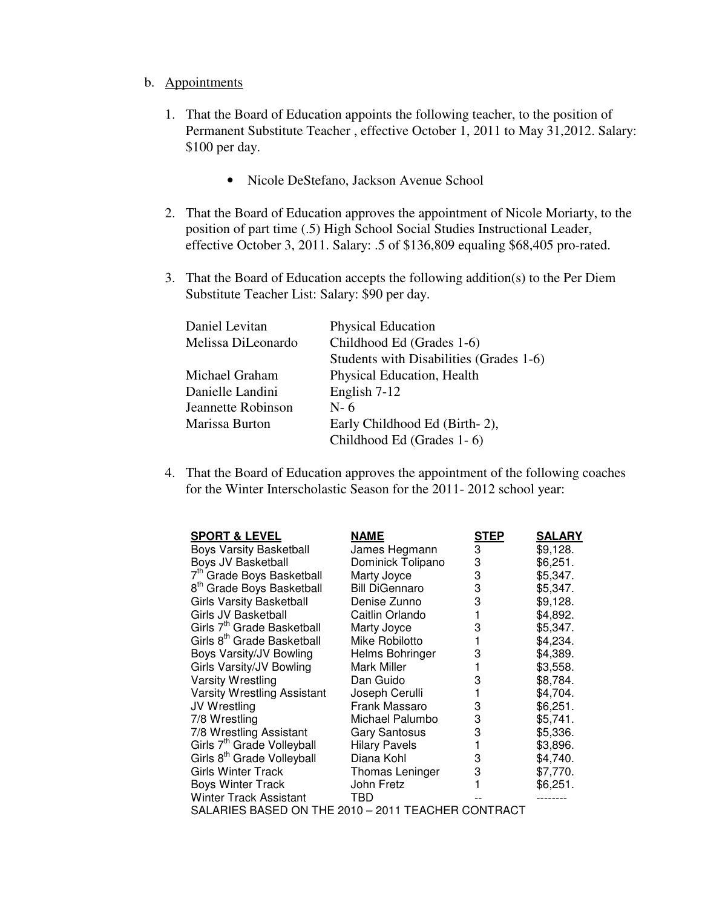b. Appointments

1. That the Board of Education appoints the following teacher, to the position of Permanent Substitute Teacher , effective October 1, 2011 to May 31,2012. Salary: $100 per day.

   - Nicole DeStefano, Jackson Avenue School

2. That the Board of Education approves the appointment of Nicole Moriarty, to the position of part time (.5) High School Social Studies Instructional Leader, effective October 3, 2011. Salary: .5 of $136,809 equaling $68,405 pro-rated.

3. That the Board of Education accepts the following addition(s) to the Per Diem Substitute Teacher List: Salary: $90 per day.

| | |
|---|---|
| Daniel Levitan | Physical Education |
| Melissa DiLeonardo | Childhood Ed (Grades 1-6)<br>Students with Disabilities (Grades 1-6) |
| Michael Graham | Physical Education, Health |
| Danielle Landini | English 7-12 |
| Jeannette Robinson | N- 6 |
| Marissa Burton | Early Childhood Ed (Birth- 2),<br>Childhood Ed (Grades 1- 6) |

4. That the Board of Education approves the appointment of the following coaches for the Winter Interscholastic Season for the 2011- 2012 school year:

| SPORT & LEVEL | NAME | STEP | SALARY |
|---|---|---|---|
| Boys Varsity Basketball | James Hegmann | 3 | $9,128. |
| Boys JV Basketball | Dominick Tolipano | 3 | $6,251. |
| 7th Grade Boys Basketball | Marty Joyce | 3 | $5,347. |
| 8th Grade Boys Basketball | Bill DiGennaro | 3 | $5,347. |
| Girls Varsity Basketball | Denise Zunno | 3 | $9,128. |
| Girls JV Basketball | Caitlin Orlando | 1 | $4,892. |
| Girls 7th Grade Basketball | Marty Joyce | 3 | $5,347. |
| Girls 8th Grade Basketball | Mike Robilotto | 1 | $4,234. |
| Boys Varsity/JV Bowling | Helms Bohringer | 3 | $4,389. |
| Girls Varsity/JV Bowling | Mark Miller | 1 | $3,558. |
| Varsity Wrestling | Dan Guido | 3 | $8,784. |
| Varsity Wrestling Assistant | Joseph Cerulli | 1 | $4,704. |
| JV Wrestling | Frank Massaro | 3 | $6,251. |
| 7/8 Wrestling | Michael Palumbo | 3 | $5,741. |
| 7/8 Wrestling Assistant | Gary Santosus | 3 | $5,336. |
| Girls 7th Grade Volleyball | Hilary Pavels | 1 | $3,896. |
| Girls 8th Grade Volleyball | Diana Kohl | 3 | $4,740. |
| Girls Winter Track | Thomas Leninger | 3 | $7,770. |
| Boys Winter Track | John Fretz | 1 | $6,251. |
| Winter Track Assistant | TBD | -- | -------- |

SALARIES BASED ON THE 2010 – 2011 TEACHER CONTRACT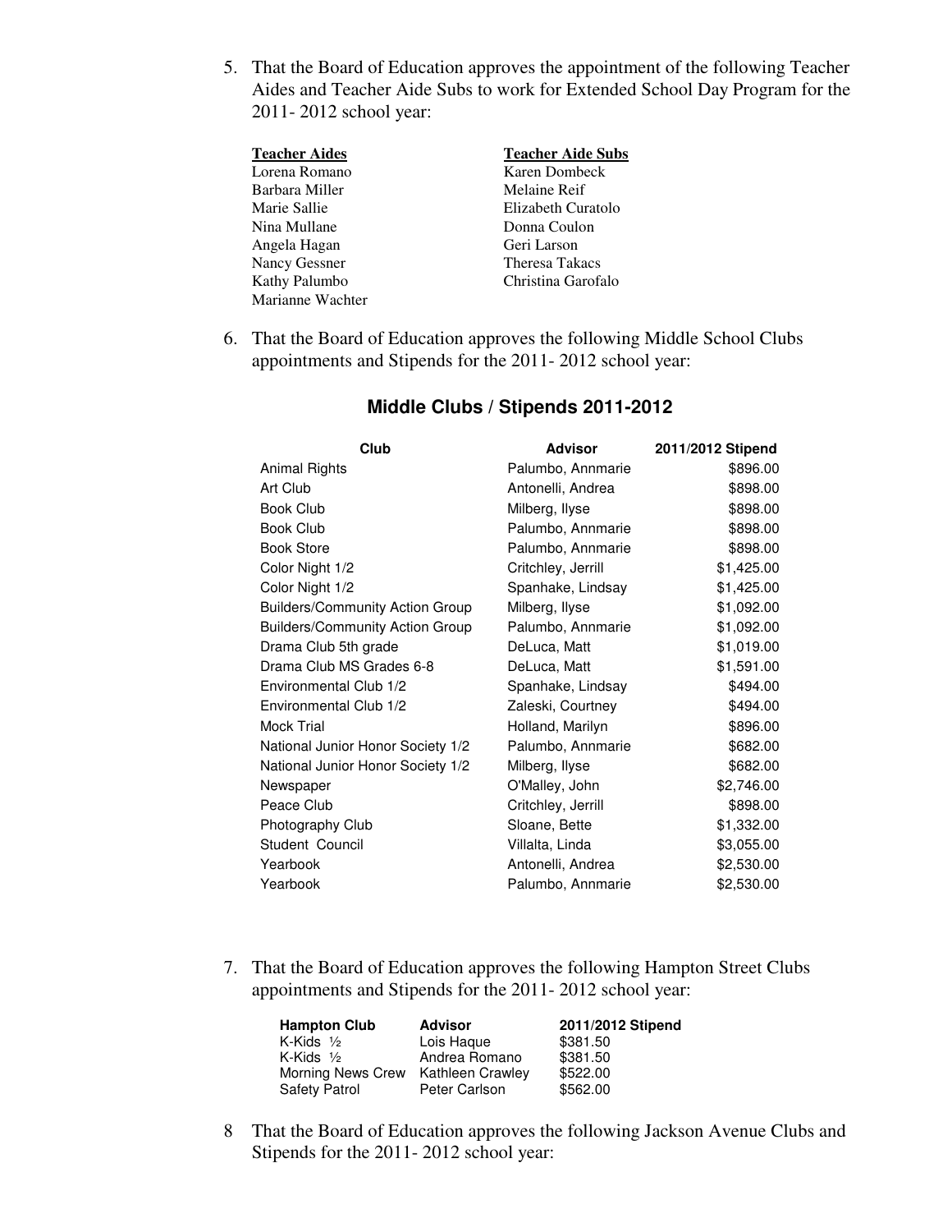5. That the Board of Education approves the appointment of the following Teacher Aides and Teacher Aide Subs to work for Extended School Day Program for the 2011- 2012 school year:

| Teacher Aides | Teacher Aide Subs |
|---|---|
| Lorena Romano | Karen Dombeck |
| Barbara Miller | Melaine Reif |
| Marie Sallie | Elizabeth Curatolo |
| Nina Mullane | Donna Coulon |
| Angela Hagan | Geri Larson |
| Nancy Gessner | Theresa Takacs |
| Kathy Palumbo | Christina Garofalo |
| Marianne Wachter | |

6. That the Board of Education approves the following Middle School Clubs appointments and Stipends for the 2011- 2012 school year:

**Middle Clubs / Stipends 2011-2012**

| Club | Advisor | 2011/2012 Stipend |
|---|---|---|
| Animal Rights | Palumbo, Annmarie | $896.00 |
| Art Club | Antonelli, Andrea | $898.00 |
| Book Club | Milberg, Ilyse | $898.00 |
| Book Club | Palumbo, Annmarie | $898.00 |
| Book Store | Palumbo, Annmarie | $898.00 |
| Color Night 1/2 | Critchley, Jerrill | $1,425.00 |
| Color Night 1/2 | Spanhake, Lindsay | $1,425.00 |
| Builders/Community Action Group | Milberg, Ilyse | $1,092.00 |
| Builders/Community Action Group | Palumbo, Annmarie | $1,092.00 |
| Drama Club 5th grade | DeLuca, Matt | $1,019.00 |
| Drama Club MS Grades 6-8 | DeLuca, Matt | $1,591.00 |
| Environmental Club 1/2 | Spanhake, Lindsay | $494.00 |
| Environmental Club 1/2 | Zaleski, Courtney | $494.00 |
| Mock Trial | Holland, Marilyn | $896.00 |
| National Junior Honor Society 1/2 | Palumbo, Annmarie | $682.00 |
| National Junior Honor Society 1/2 | Milberg, Ilyse | $682.00 |
| Newspaper | O'Malley, John | $2,746.00 |
| Peace Club | Critchley, Jerrill | $898.00 |
| Photography Club | Sloane, Bette | $1,332.00 |
| Student Council | Villalta, Linda | $3,055.00 |
| Yearbook | Antonelli, Andrea | $2,530.00 |
| Yearbook | Palumbo, Annmarie | $2,530.00 |

7. That the Board of Education approves the following Hampton Street Clubs appointments and Stipends for the 2011- 2012 school year:

| Hampton Club | Advisor | 2011/2012 Stipend |
|---|---|---|
| K-Kids ½ | Lois Haque | $381.50 |
| K-Kids ½ | Andrea Romano | $381.50 |
| Morning News Crew | Kathleen Crawley | $522.00 |
| Safety Patrol | Peter Carlson | $562.00 |

8 That the Board of Education approves the following Jackson Avenue Clubs and Stipends for the 2011- 2012 school year: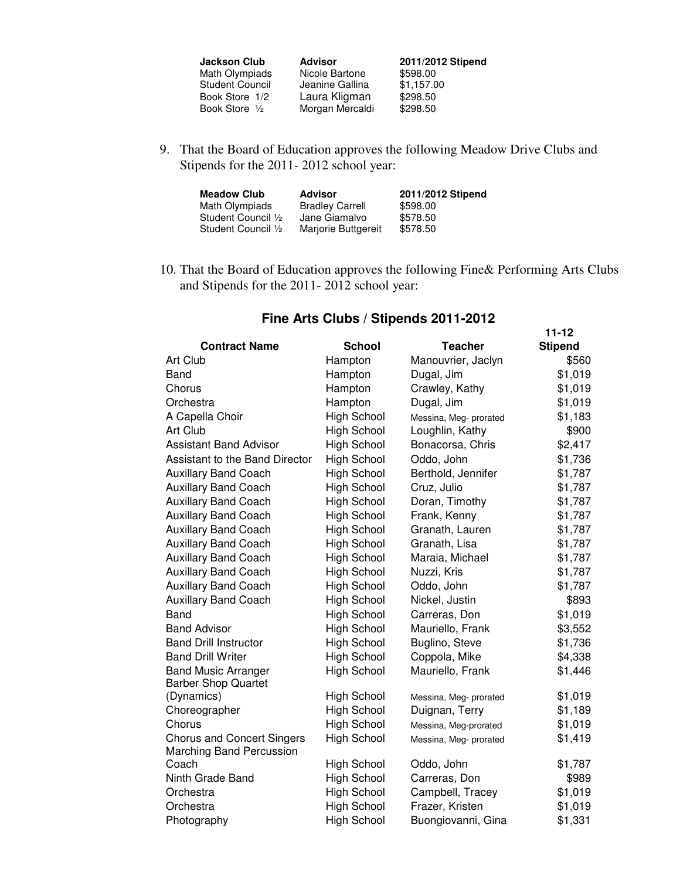| Jackson Club | Advisor | 2011/2012 Stipend |
|---|---|---|
| Math Olympiads | Nicole Bartone | $598.00 |
| Student Council | Jeanine Gallina | $1,157.00 |
| Book Store 1/2 | Laura Kligman | $298.50 |
| Book Store ½ | Morgan Mercaldi | $298.50 |

9. That the Board of Education approves the following Meadow Drive Clubs and Stipends for the 2011- 2012 school year:

| Meadow Club | Advisor | 2011/2012 Stipend |
|---|---|---|
| Math Olympiads | Bradley Carrell | $598.00 |
| Student Council ½ | Jane Giamalvo | $578.50 |
| Student Council ½ | Marjorie Buttgereit | $578.50 |

10. That the Board of Education approves the following Fine& Performing Arts Clubs and Stipends for the 2011- 2012 school year:

## Fine Arts Clubs / Stipends 2011-2012

| Contract Name | School | Teacher | 11-12 Stipend |
|---|---|---|---|
| Art Club | Hampton | Manouvrier, Jaclyn | $560 |
| Band | Hampton | Dugal, Jim | $1,019 |
| Chorus | Hampton | Crawley, Kathy | $1,019 |
| Orchestra | Hampton | Dugal, Jim | $1,019 |
| A Capella Choir | High School | Messina, Meg- prorated | $1,183 |
| Art Club | High School | Loughlin, Kathy | $900 |
| Assistant Band Advisor | High School | Bonacorsa, Chris | $2,417 |
| Assistant to the Band Director | High School | Oddo, John | $1,736 |
| Auxillary Band Coach | High School | Berthold, Jennifer | $1,787 |
| Auxillary Band Coach | High School | Cruz, Julio | $1,787 |
| Auxillary Band Coach | High School | Doran, Timothy | $1,787 |
| Auxillary Band Coach | High School | Frank, Kenny | $1,787 |
| Auxillary Band Coach | High School | Granath, Lauren | $1,787 |
| Auxillary Band Coach | High School | Granath, Lisa | $1,787 |
| Auxillary Band Coach | High School | Maraia, Michael | $1,787 |
| Auxillary Band Coach | High School | Nuzzi, Kris | $1,787 |
| Auxillary Band Coach | High School | Oddo, John | $1,787 |
| Auxillary Band Coach | High School | Nickel, Justin | $893 |
| Band | High School | Carreras, Don | $1,019 |
| Band Advisor | High School | Mauriello, Frank | $3,552 |
| Band Drill Instructor | High School | Buglino, Steve | $1,736 |
| Band Drill Writer | High School | Coppola, Mike | $4,338 |
| Band Music Arranger | High School | Mauriello, Frank | $1,446 |
| Barber Shop Quartet (Dynamics) | High School | Messina, Meg- prorated | $1,019 |
| Choreographer | High School | Duignan, Terry | $1,189 |
| Chorus | High School | Messina, Meg-prorated | $1,019 |
| Chorus and Concert Singers | High School | Messina, Meg- prorated | $1,419 |
| Marching Band Percussion Coach | High School | Oddo, John | $1,787 |
| Ninth Grade Band | High School | Carreras, Don | $989 |
| Orchestra | High School | Campbell, Tracey | $1,019 |
| Orchestra | High School | Frazer, Kristen | $1,019 |
| Photography | High School | Buongiovanni, Gina | $1,331 |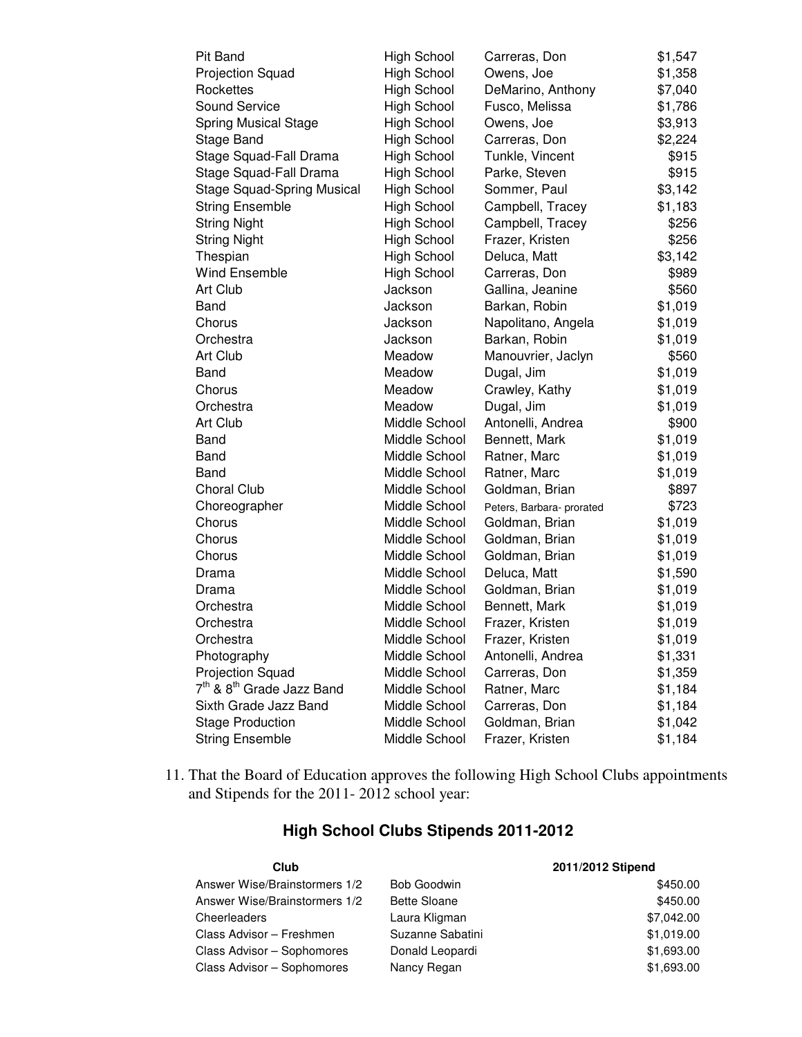| | | | |
|---|---|---|---|
| Pit Band | High School | Carreras, Don | $1,547 |
| Projection Squad | High School | Owens, Joe | $1,358 |
| Rockettes | High School | DeMarino, Anthony | $7,040 |
| Sound Service | High School | Fusco, Melissa | $1,786 |
| Spring Musical Stage | High School | Owens, Joe | $3,913 |
| Stage Band | High School | Carreras, Don | $2,224 |
| Stage Squad-Fall Drama | High School | Tunkle, Vincent | $915 |
| Stage Squad-Fall Drama | High School | Parke, Steven | $915 |
| Stage Squad-Spring Musical | High School | Sommer, Paul | $3,142 |
| String Ensemble | High School | Campbell, Tracey | $1,183 |
| String Night | High School | Campbell, Tracey | $256 |
| String Night | High School | Frazer, Kristen | $256 |
| Thespian | High School | Deluca, Matt | $3,142 |
| Wind Ensemble | High School | Carreras, Don | $989 |
| Art Club | Jackson | Gallina, Jeanine | $560 |
| Band | Jackson | Barkan, Robin | $1,019 |
| Chorus | Jackson | Napolitano, Angela | $1,019 |
| Orchestra | Jackson | Barkan, Robin | $1,019 |
| Art Club | Meadow | Manouvrier, Jaclyn | $560 |
| Band | Meadow | Dugal, Jim | $1,019 |
| Chorus | Meadow | Crawley, Kathy | $1,019 |
| Orchestra | Meadow | Dugal, Jim | $1,019 |
| Art Club | Middle School | Antonelli, Andrea | $900 |
| Band | Middle School | Bennett, Mark | $1,019 |
| Band | Middle School | Ratner, Marc | $1,019 |
| Band | Middle School | Ratner, Marc | $1,019 |
| Choral Club | Middle School | Goldman, Brian | $897 |
| Choreographer | Middle School | Peters, Barbara- prorated | $723 |
| Chorus | Middle School | Goldman, Brian | $1,019 |
| Chorus | Middle School | Goldman, Brian | $1,019 |
| Chorus | Middle School | Goldman, Brian | $1,019 |
| Drama | Middle School | Deluca, Matt | $1,590 |
| Drama | Middle School | Goldman, Brian | $1,019 |
| Orchestra | Middle School | Bennett, Mark | $1,019 |
| Orchestra | Middle School | Frazer, Kristen | $1,019 |
| Orchestra | Middle School | Frazer, Kristen | $1,019 |
| Photography | Middle School | Antonelli, Andrea | $1,331 |
| Projection Squad | Middle School | Carreras, Don | $1,359 |
| 7th & 8th Grade Jazz Band | Middle School | Ratner, Marc | $1,184 |
| Sixth Grade Jazz Band | Middle School | Carreras, Don | $1,184 |
| Stage Production | Middle School | Goldman, Brian | $1,042 |
| String Ensemble | Middle School | Frazer, Kristen | $1,184 |

11. That the Board of Education approves the following High School Clubs appointments and Stipends for the 2011- 2012 school year:

## High School Clubs Stipends 2011-2012

| Club | | 2011/2012 Stipend |
|---|---|---|
| Answer Wise/Brainstormers 1/2 | Bob Goodwin | $450.00 |
| Answer Wise/Brainstormers 1/2 | Bette Sloane | $450.00 |
| Cheerleaders | Laura Kligman | $7,042.00 |
| Class Advisor – Freshmen | Suzanne Sabatini | $1,019.00 |
| Class Advisor – Sophomores | Donald Leopardi | $1,693.00 |
| Class Advisor – Sophomores | Nancy Regan | $1,693.00 |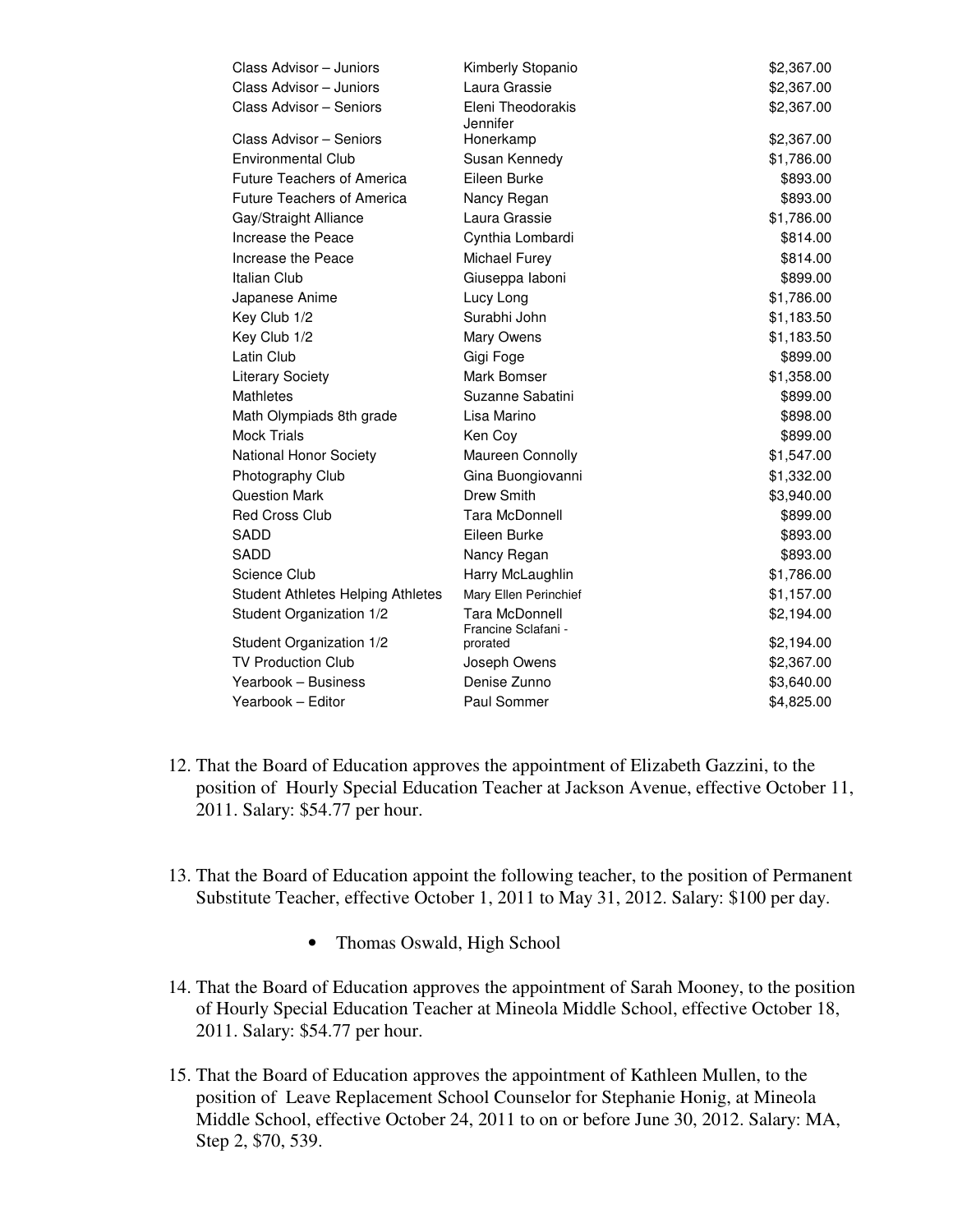| | | |
|---|---|---|
| Class Advisor – Juniors | Kimberly Stopanio | $2,367.00 |
| Class Advisor – Juniors | Laura Grassie | $2,367.00 |
| Class Advisor – Seniors | Eleni Theodorakis | $2,367.00 |
| Class Advisor – Seniors | Jennifer Honerkamp | $2,367.00 |
| Environmental Club | Susan Kennedy | $1,786.00 |
| Future Teachers of America | Eileen Burke | $893.00 |
| Future Teachers of America | Nancy Regan | $893.00 |
| Gay/Straight Alliance | Laura Grassie | $1,786.00 |
| Increase the Peace | Cynthia Lombardi | $814.00 |
| Increase the Peace | Michael Furey | $814.00 |
| Italian Club | Giuseppa Iaboni | $899.00 |
| Japanese Anime | Lucy Long | $1,786.00 |
| Key Club 1/2 | Surabhi John | $1,183.50 |
| Key Club 1/2 | Mary Owens | $1,183.50 |
| Latin Club | Gigi Foge | $899.00 |
| Literary Society | Mark Bomser | $1,358.00 |
| Mathletes | Suzanne Sabatini | $899.00 |
| Math Olympiads 8th grade | Lisa Marino | $898.00 |
| Mock Trials | Ken Coy | $899.00 |
| National Honor Society | Maureen Connolly | $1,547.00 |
| Photography Club | Gina Buongiovanni | $1,332.00 |
| Question Mark | Drew Smith | $3,940.00 |
| Red Cross Club | Tara McDonnell | $899.00 |
| SADD | Eileen Burke | $893.00 |
| SADD | Nancy Regan | $893.00 |
| Science Club | Harry McLaughlin | $1,786.00 |
| Student Athletes Helping Athletes | Mary Ellen Perinchief | $1,157.00 |
| Student Organization 1/2 | Tara McDonnell | $2,194.00 |
| Student Organization 1/2 | Francine Sclafani - prorated | $2,194.00 |
| TV Production Club | Joseph Owens | $2,367.00 |
| Yearbook – Business | Denise Zunno | $3,640.00 |
| Yearbook – Editor | Paul Sommer | $4,825.00 |

12. That the Board of Education approves the appointment of Elizabeth Gazzini, to the position of Hourly Special Education Teacher at Jackson Avenue, effective October 11, 2011. Salary: $54.77 per hour.

13. That the Board of Education appoint the following teacher, to the position of Permanent Substitute Teacher, effective October 1, 2011 to May 31, 2012. Salary: $100 per day.

    - Thomas Oswald, High School

14. That the Board of Education approves the appointment of Sarah Mooney, to the position of Hourly Special Education Teacher at Mineola Middle School, effective October 18, 2011. Salary: $54.77 per hour.

15. That the Board of Education approves the appointment of Kathleen Mullen, to the position of Leave Replacement School Counselor for Stephanie Honig, at Mineola Middle School, effective October 24, 2011 to on or before June 30, 2012. Salary: MA, Step 2, $70, 539.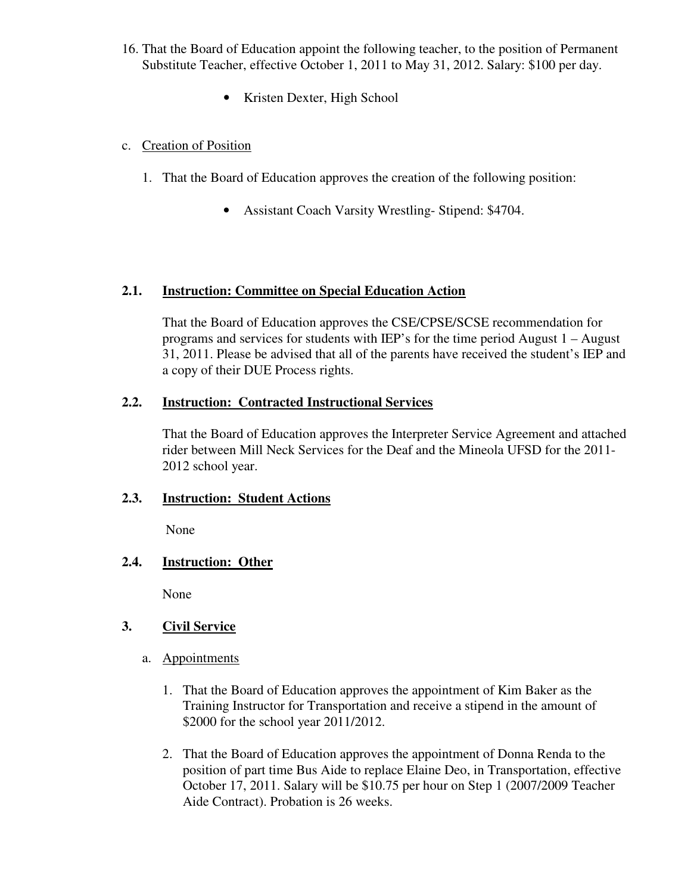16. That the Board of Education appoint the following teacher, to the position of Permanent Substitute Teacher, effective October 1, 2011 to May 31, 2012. Salary: $100 per day.

    - Kristen Dexter, High School

c. Creation of Position

   1. That the Board of Education approves the creation of the following position:

      - Assistant Coach Varsity Wrestling- Stipend: $4704.

## 2.1. Instruction: Committee on Special Education Action

That the Board of Education approves the CSE/CPSE/SCSE recommendation for programs and services for students with IEP's for the time period August 1 – August 31, 2011. Please be advised that all of the parents have received the student's IEP and a copy of their DUE Process rights.

## 2.2. Instruction: Contracted Instructional Services

That the Board of Education approves the Interpreter Service Agreement and attached rider between Mill Neck Services for the Deaf and the Mineola UFSD for the 2011-2012 school year.

## 2.3. Instruction: Student Actions

None

## 2.4. Instruction: Other

None

## 3. Civil Service

a. Appointments

   1. That the Board of Education approves the appointment of Kim Baker as the Training Instructor for Transportation and receive a stipend in the amount of $2000 for the school year 2011/2012.

   2. That the Board of Education approves the appointment of Donna Renda to the position of part time Bus Aide to replace Elaine Deo, in Transportation, effective October 17, 2011. Salary will be $10.75 per hour on Step 1 (2007/2009 Teacher Aide Contract). Probation is 26 weeks.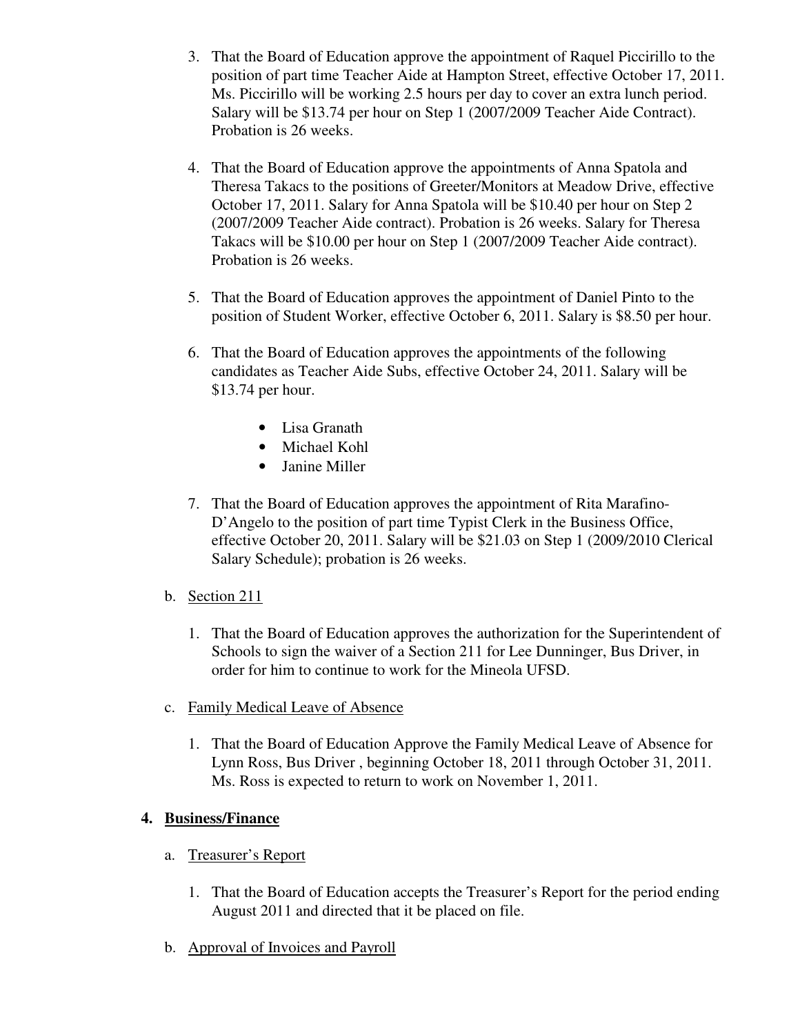3. That the Board of Education approve the appointment of Raquel Piccirillo to the position of part time Teacher Aide at Hampton Street, effective October 17, 2011. Ms. Piccirillo will be working 2.5 hours per day to cover an extra lunch period. Salary will be $13.74 per hour on Step 1 (2007/2009 Teacher Aide Contract). Probation is 26 weeks.

4. That the Board of Education approve the appointments of Anna Spatola and Theresa Takacs to the positions of Greeter/Monitors at Meadow Drive, effective October 17, 2011. Salary for Anna Spatola will be $10.40 per hour on Step 2 (2007/2009 Teacher Aide contract). Probation is 26 weeks. Salary for Theresa Takacs will be $10.00 per hour on Step 1 (2007/2009 Teacher Aide contract). Probation is 26 weeks.

5. That the Board of Education approves the appointment of Daniel Pinto to the position of Student Worker, effective October 6, 2011. Salary is $8.50 per hour.

6. That the Board of Education approves the appointments of the following candidates as Teacher Aide Subs, effective October 24, 2011. Salary will be $13.74 per hour.

   - Lisa Granath
   - Michael Kohl
   - Janine Miller

7. That the Board of Education approves the appointment of Rita Marafino-D'Angelo to the position of part time Typist Clerk in the Business Office, effective October 20, 2011. Salary will be $21.03 on Step 1 (2009/2010 Clerical Salary Schedule); probation is 26 weeks.

b. Section 211

1. That the Board of Education approves the authorization for the Superintendent of Schools to sign the waiver of a Section 211 for Lee Dunninger, Bus Driver, in order for him to continue to work for the Mineola UFSD.

c. Family Medical Leave of Absence

1. That the Board of Education Approve the Family Medical Leave of Absence for Lynn Ross, Bus Driver , beginning October 18, 2011 through October 31, 2011. Ms. Ross is expected to return to work on November 1, 2011.

## 4. Business/Finance

a. Treasurer's Report

1. That the Board of Education accepts the Treasurer's Report for the period ending August 2011 and directed that it be placed on file.

b. Approval of Invoices and Payroll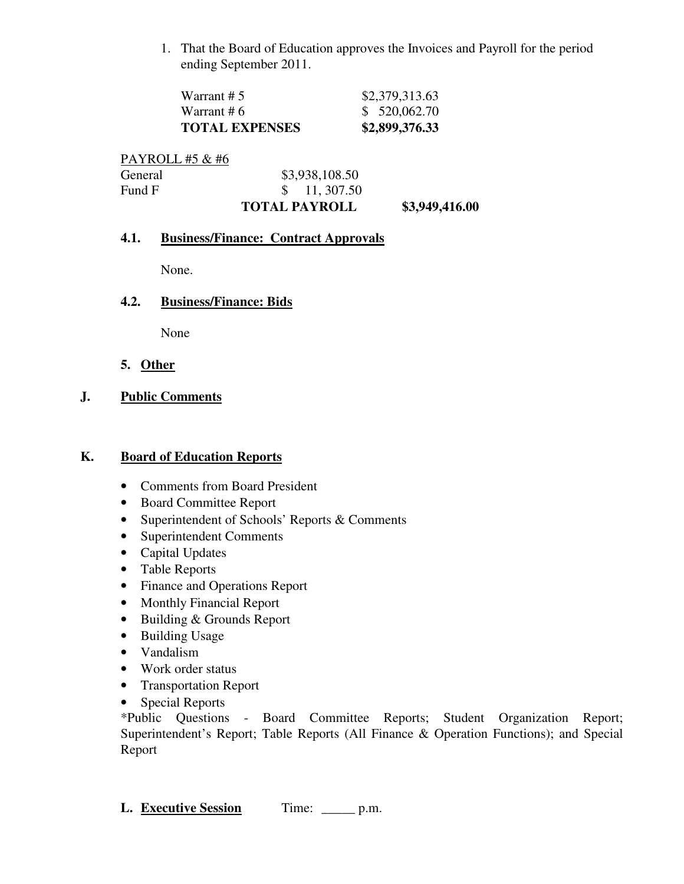1. That the Board of Education approves the Invoices and Payroll for the period ending September 2011.

| | |
|---|---|
| Warrant # 5 | $2,379,313.63 |
| Warrant # 6 | $ 520,062.70 |
| **TOTAL EXPENSES** | **$2,899,376.33** |

PAYROLL #5 & #6

| | | |
|---|---|---|
| General | $3,938,108.50 | |
| Fund F | $ 11, 307.50 | |
| | **TOTAL PAYROLL** | **$3,949,416.00** |

**4.1. Business/Finance: Contract Approvals**

None.

**4.2. Business/Finance: Bids**

None

**5. Other**

## J. Public Comments

## K. Board of Education Reports

- Comments from Board President
- Board Committee Report
- Superintendent of Schools' Reports & Comments
- Superintendent Comments
- Capital Updates
- Table Reports
- Finance and Operations Report
- Monthly Financial Report
- Building & Grounds Report
- Building Usage
- Vandalism
- Work order status
- Transportation Report
- Special Reports

*Public Questions - Board Committee Reports; Student Organization Report; Superintendent's Report; Table Reports (All Finance & Operation Functions); and Special Report

## L. Executive Session

Time: _____ p.m.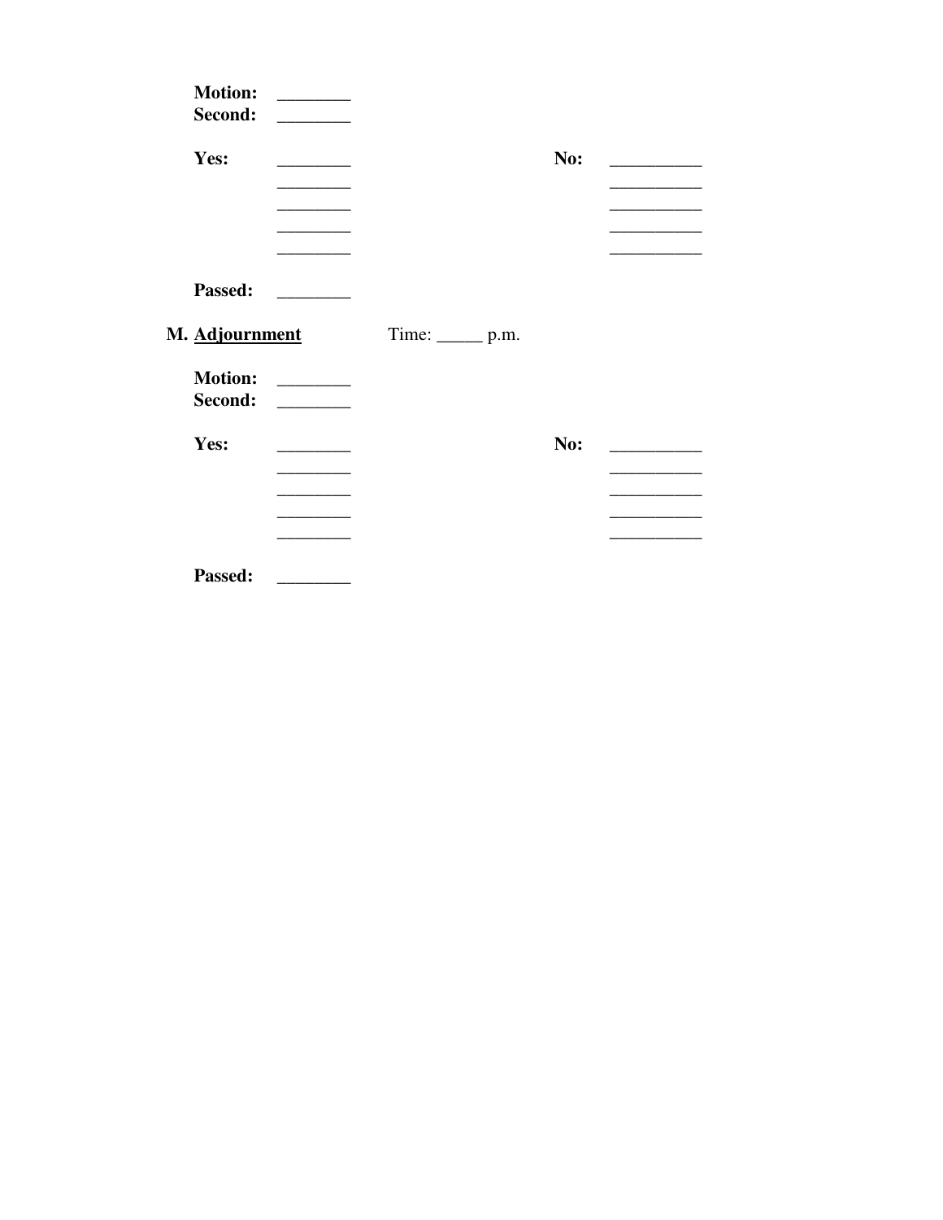**Motion:** ________
**Second:** ________

**Yes:** ________ **No:** __________
________ __________
________ __________
________ __________
________ __________

**Passed:** ________

**M. <u>Adjournment</u>** Time: _____ p.m.

**Motion:** ________
**Second:** ________

**Yes:** ________ **No:** __________
________ __________
________ __________
________ __________
________ __________

**Passed:** ________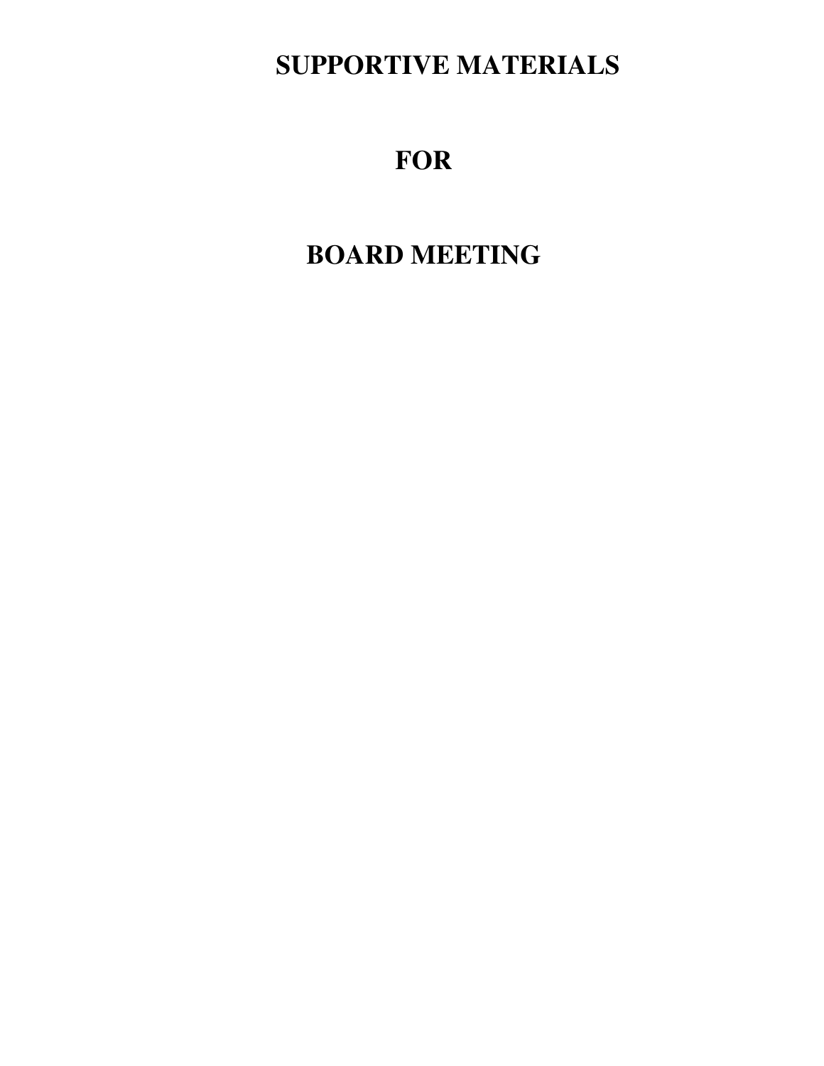# SUPPORTIVE MATERIALS

# FOR

# BOARD MEETING